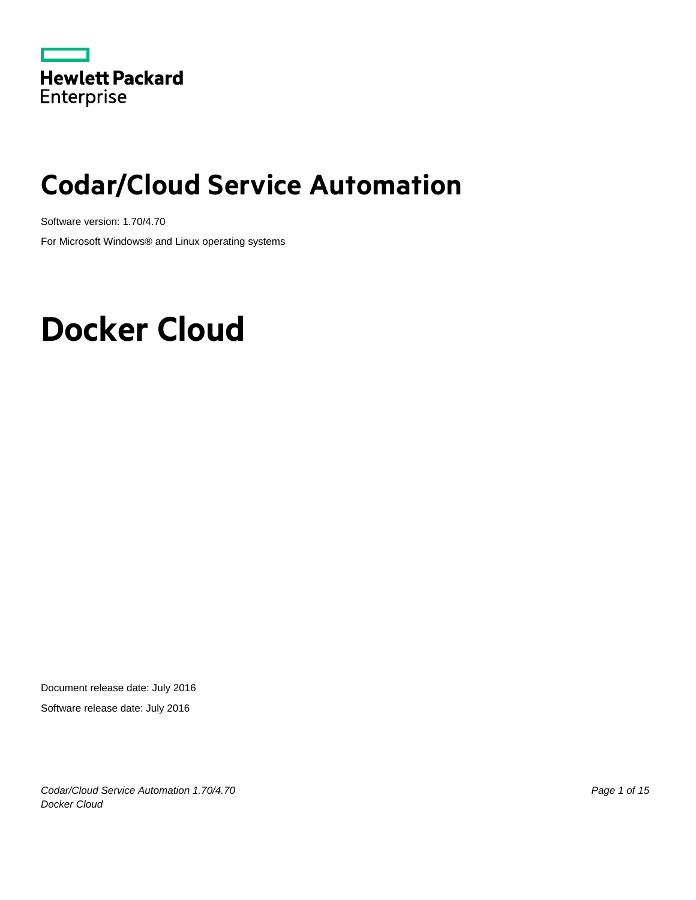Hewlett Packard Enterprise

# Codar/Cloud Service Automation

Software version: 1.70/4.70

For Microsoft Windows® and Linux operating systems

# Docker Cloud

Document release date: July 2016

Software release date: July 2016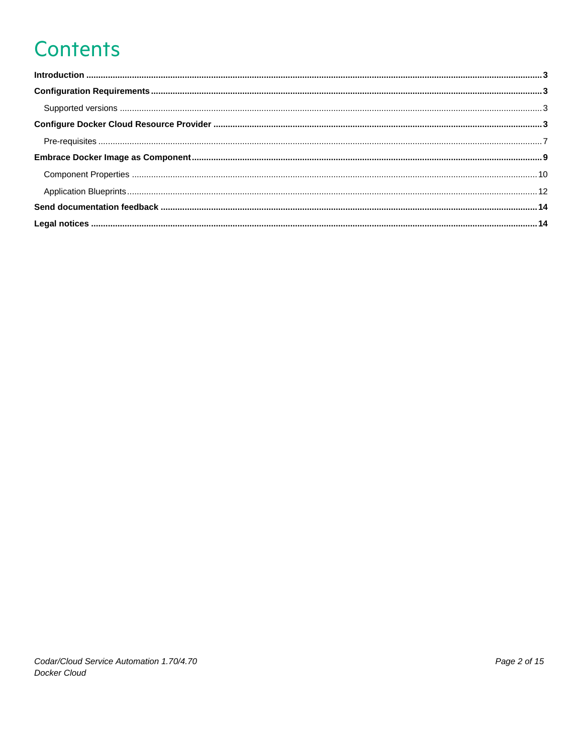# Contents

**Introduction** .......... **3**

**Configuration Requirements** .......... **3**

- Supported versions .......... 3

**Configure Docker Cloud Resource Provider** .......... **3**

- Pre-requisites .......... 7

**Embrace Docker Image as Component** .......... **9**

- Component Properties .......... 10
- Application Blueprints .......... 12

**Send documentation feedback** .......... **14**

**Legal notices** .......... **14**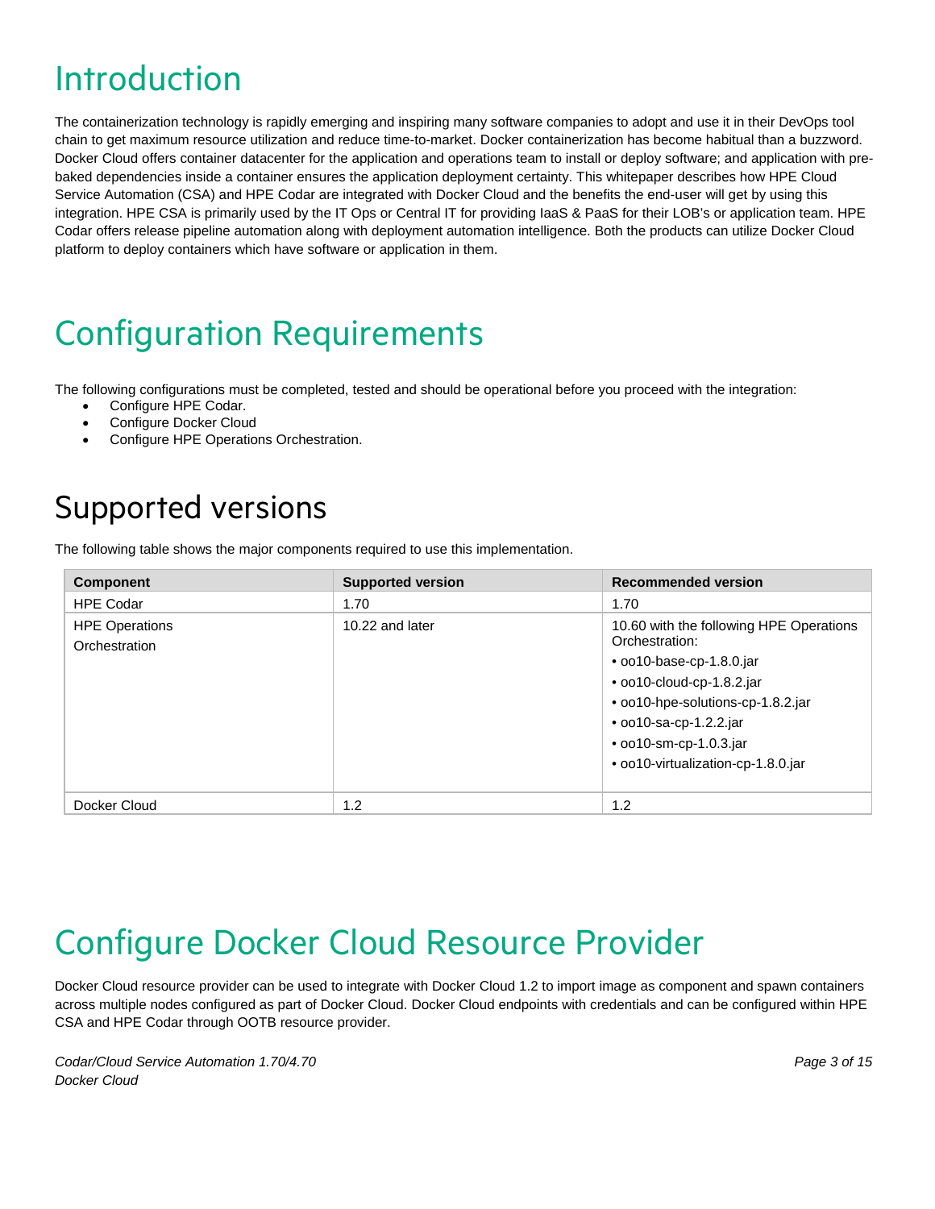# Introduction

The containerization technology is rapidly emerging and inspiring many software companies to adopt and use it in their DevOps tool chain to get maximum resource utilization and reduce time-to-market. Docker containerization has become habitual than a buzzword. Docker Cloud offers container datacenter for the application and operations team to install or deploy software; and application with pre-baked dependencies inside a container ensures the application deployment certainty. This whitepaper describes how HPE Cloud Service Automation (CSA) and HPE Codar are integrated with Docker Cloud and the benefits the end-user will get by using this integration. HPE CSA is primarily used by the IT Ops or Central IT for providing IaaS & PaaS for their LOB's or application team. HPE Codar offers release pipeline automation along with deployment automation intelligence. Both the products can utilize Docker Cloud platform to deploy containers which have software or application in them.

# Configuration Requirements

The following configurations must be completed, tested and should be operational before you proceed with the integration:

- Configure HPE Codar.
- Configure Docker Cloud
- Configure HPE Operations Orchestration.

## Supported versions

The following table shows the major components required to use this implementation.

| Component | Supported version | Recommended version |
|---|---|---|
| HPE Codar | 1.70 | 1.70 |
| HPE Operations Orchestration | 10.22 and later | 10.60 with the following HPE Operations Orchestration:<br>• oo10-base-cp-1.8.0.jar<br>• oo10-cloud-cp-1.8.2.jar<br>• oo10-hpe-solutions-cp-1.8.2.jar<br>• oo10-sa-cp-1.2.2.jar<br>• oo10-sm-cp-1.0.3.jar<br>• oo10-virtualization-cp-1.8.0.jar |
| Docker Cloud | 1.2 | 1.2 |

# Configure Docker Cloud Resource Provider

Docker Cloud resource provider can be used to integrate with Docker Cloud 1.2 to import image as component and spawn containers across multiple nodes configured as part of Docker Cloud. Docker Cloud endpoints with credentials and can be configured within HPE CSA and HPE Codar through OOTB resource provider.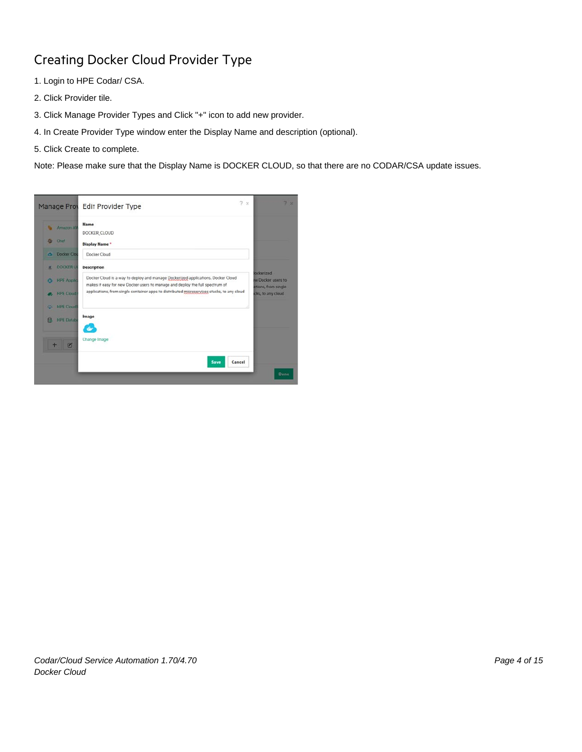## Creating Docker Cloud Provider Type

1. Login to HPE Codar/ CSA.
2. Click Provider tile.
3. Click Manage Provider Types and Click "+" icon to add new provider.
4. In Create Provider Type window enter the Display Name and description (optional).
5. Click Create to complete.

Note: Please make sure that the Display Name is DOCKER CLOUD, so that there are no CODAR/CSA update issues.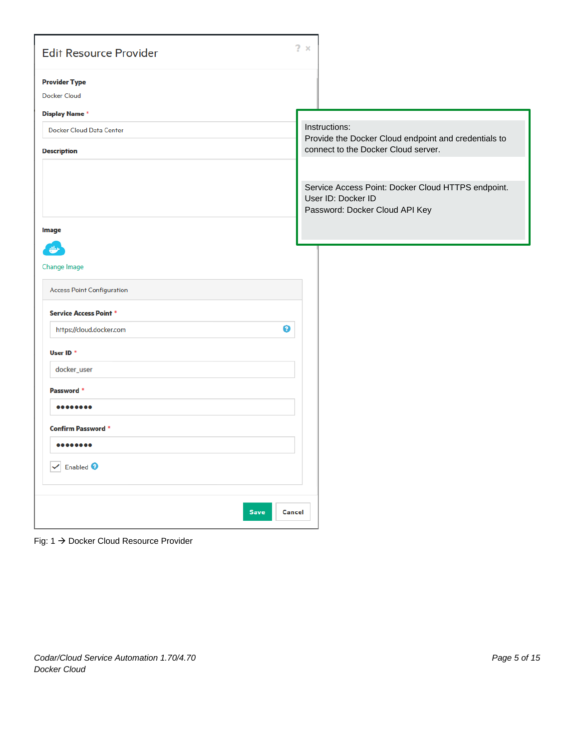**Edit Resource Provider**

**Provider Type**

Docker Cloud

**Display Name** *

Docker Cloud Data Center

**Description**

**Image**

Change Image

Access Point Configuration

**Service Access Point** *

https://cloud.docker.com

**User ID** *

docker_user

**Password** *

••••••••

**Confirm Password** *

••••••••

Enabled

Save Cancel

Instructions:
Provide the Docker Cloud endpoint and credentials to connect to the Docker Cloud server.

Service Access Point: Docker Cloud HTTPS endpoint.
User ID: Docker ID
Password: Docker Cloud API Key

Fig: 1 → Docker Cloud Resource Provider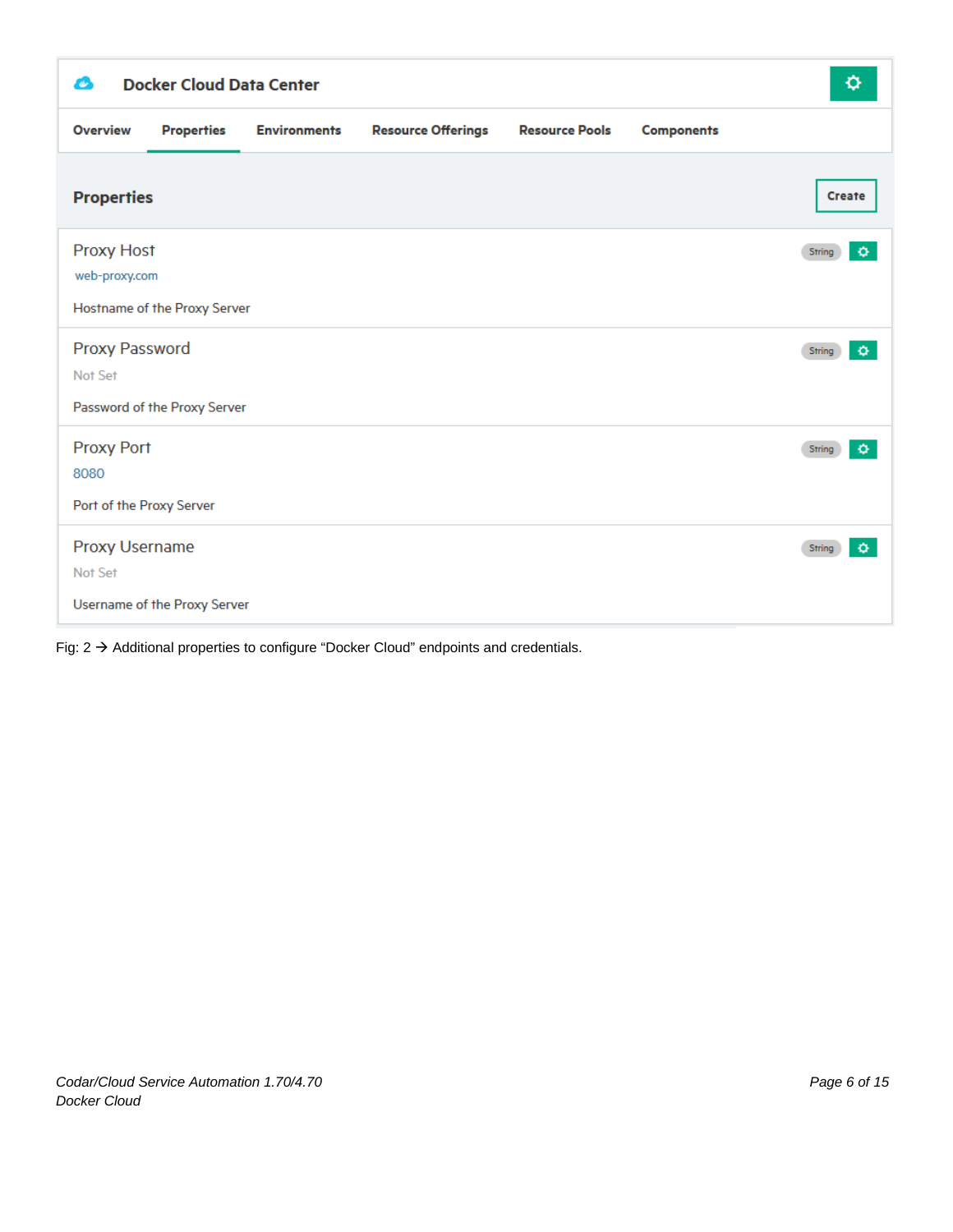**Docker Cloud Data Center**

Overview | Properties | Environments | Resource Offerings | Resource Pools | Components

**Properties**

Create

Proxy Host
web-proxy.com
Hostname of the Proxy Server
String

Proxy Password
Not Set
Password of the Proxy Server
String

Proxy Port
8080
Port of the Proxy Server
String

Proxy Username
Not Set
Username of the Proxy Server
String

Fig: 2 → Additional properties to configure "Docker Cloud" endpoints and credentials.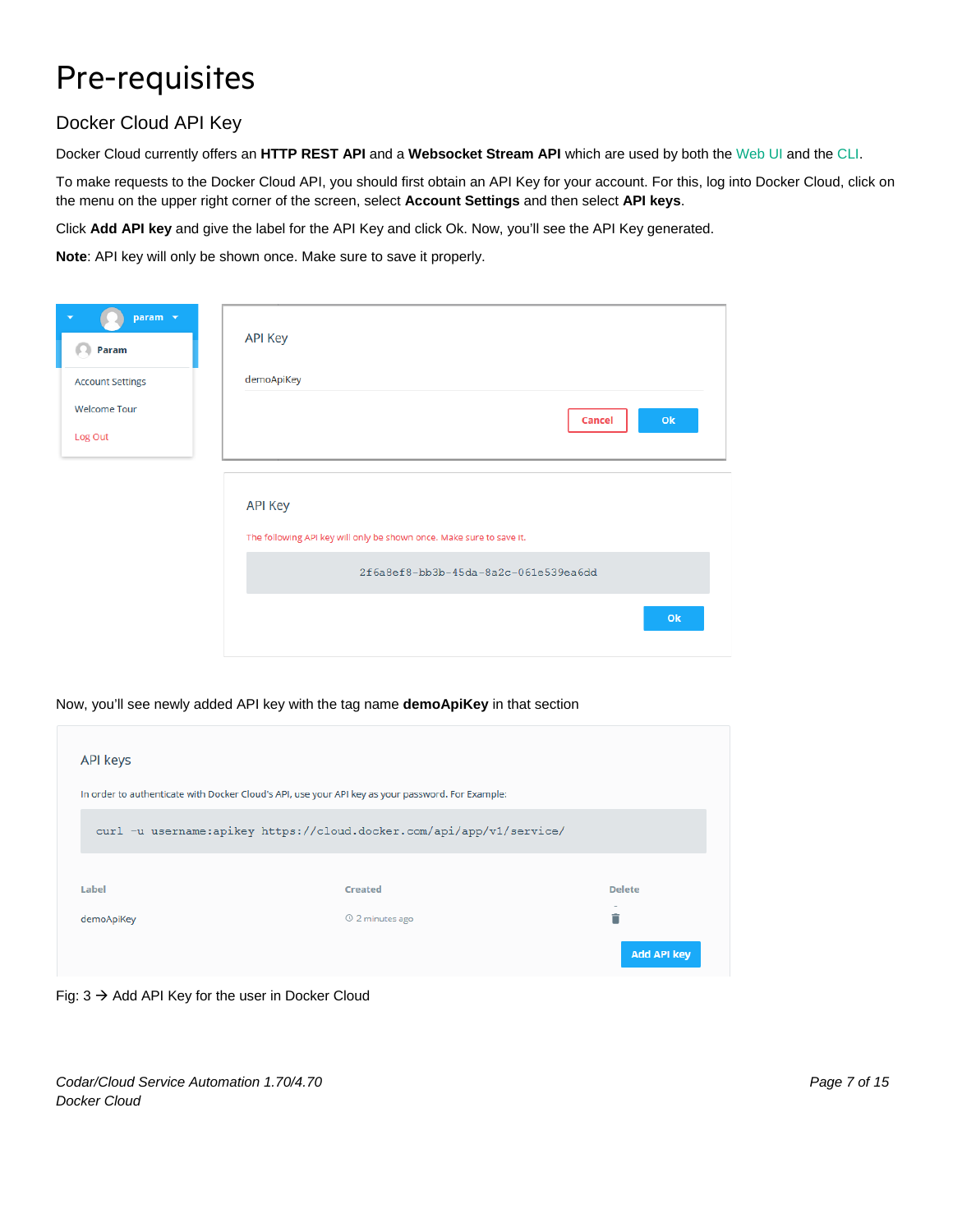# Pre-requisites

## Docker Cloud API Key

Docker Cloud currently offers an **HTTP REST API** and a **Websocket Stream API** which are used by both the Web UI and the CLI.

To make requests to the Docker Cloud API, you should first obtain an API Key for your account. For this, log into Docker Cloud, click on the menu on the upper right corner of the screen, select **Account Settings** and then select **API keys**.

Click **Add API key** and give the label for the API Key and click Ok. Now, you'll see the API Key generated.

**Note**: API key will only be shown once. Make sure to save it properly.

Now, you'll see newly added API key with the tag name **demoApiKey** in that section

Fig: 3 → Add API Key for the user in Docker Cloud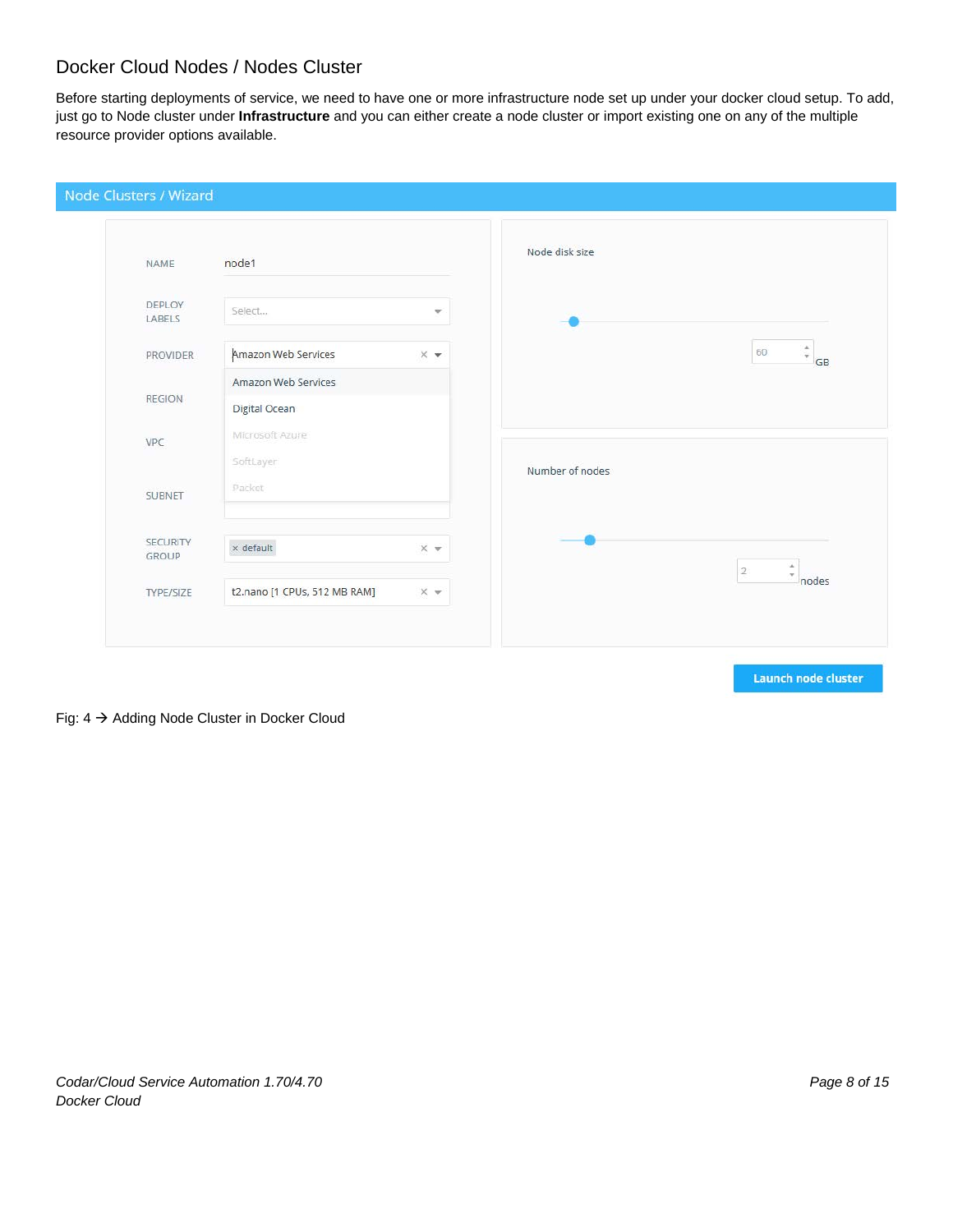## Docker Cloud Nodes / Nodes Cluster

Before starting deployments of service, we need to have one or more infrastructure node set up under your docker cloud setup. To add, just go to Node cluster under **Infrastructure** and you can either create a node cluster or import existing one on any of the multiple resource provider options available.

Node Clusters / Wizard

NAME node1

DEPLOY LABELS Select...

PROVIDER Amazon Web Services

REGION

VPC

SUBNET

SECURITY GROUP × default

TYPE/SIZE t2.nano [1 CPUs, 512 MB RAM]

Amazon Web Services
Digital Ocean
Microsoft Azure
SoftLayer
Packet

Node disk size

60 GB

Number of nodes

2 nodes

Launch node cluster

Fig: 4 → Adding Node Cluster in Docker Cloud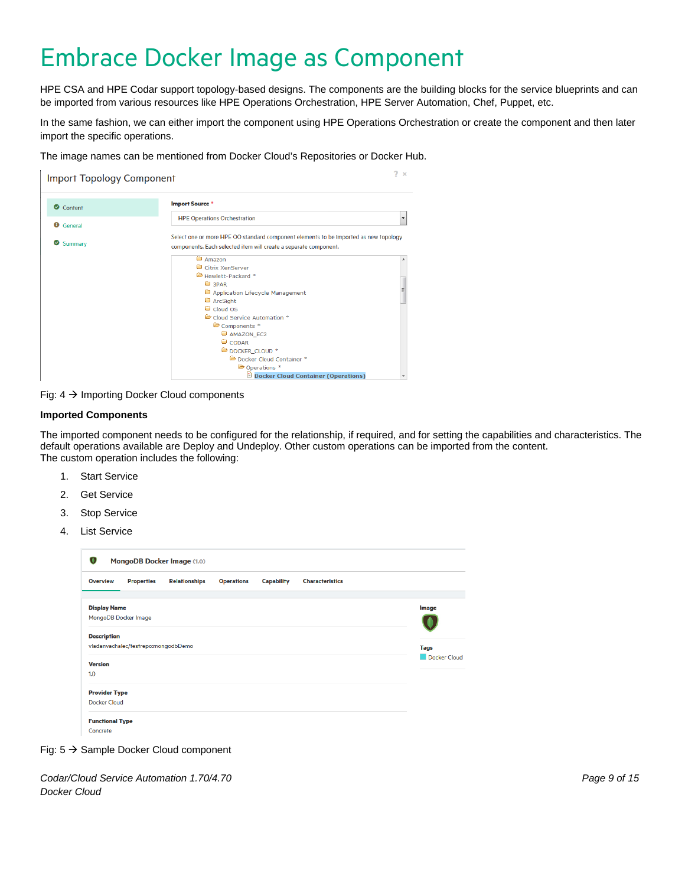# Embrace Docker Image as Component

HPE CSA and HPE Codar support topology-based designs. The components are the building blocks for the service blueprints and can be imported from various resources like HPE Operations Orchestration, HPE Server Automation, Chef, Puppet, etc.

In the same fashion, we can either import the component using HPE Operations Orchestration or create the component and then later import the specific operations.

The image names can be mentioned from Docker Cloud's Repositories or Docker Hub.

Fig: 4 → Importing Docker Cloud components

**Imported Components**

The imported component needs to be configured for the relationship, if required, and for setting the capabilities and characteristics. The default operations available are Deploy and Undeploy. Other custom operations can be imported from the content.
The custom operation includes the following:

1. Start Service
2. Get Service
3. Stop Service
4. List Service

Fig: 5 → Sample Docker Cloud component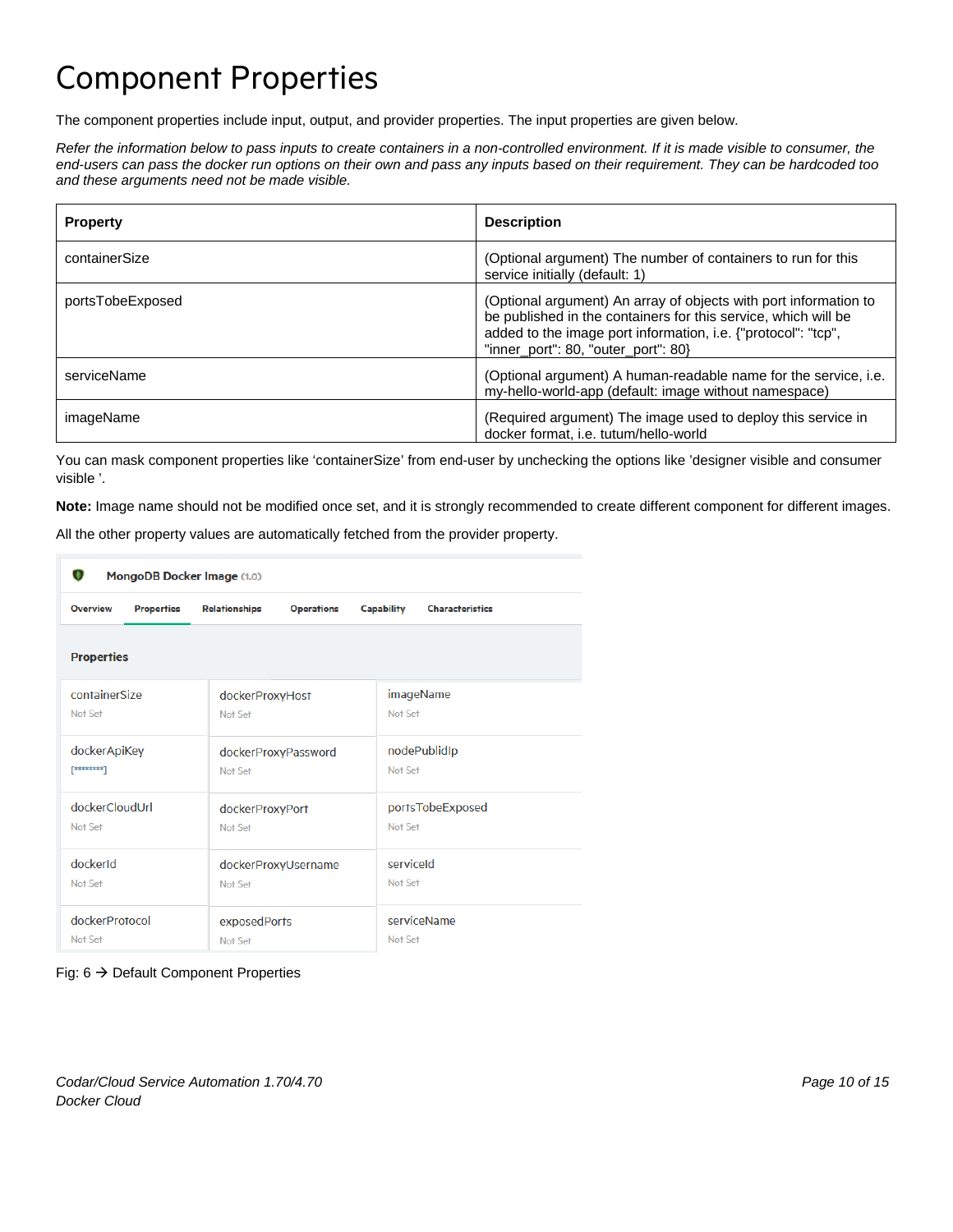# Component Properties

The component properties include input, output, and provider properties. The input properties are given below.

*Refer the information below to pass inputs to create containers in a non-controlled environment. If it is made visible to consumer, the end-users can pass the docker run options on their own and pass any inputs based on their requirement. They can be hardcoded too and these arguments need not be made visible.*

| Property | Description |
|---|---|
| containerSize | (Optional argument) The number of containers to run for this service initially (default: 1) |
| portsTobeExposed | (Optional argument) An array of objects with port information to be published in the containers for this service, which will be added to the image port information, i.e. {"protocol": "tcp", "inner_port": 80, "outer_port": 80} |
| serviceName | (Optional argument) A human-readable name for the service, i.e. my-hello-world-app (default: image without namespace) |
| imageName | (Required argument) The image used to deploy this service in docker format, i.e. tutum/hello-world |

You can mask component properties like 'containerSize' from end-user by unchecking the options like 'designer visible and consumer visible '.

**Note:** Image name should not be modified once set, and it is strongly recommended to create different component for different images.

All the other property values are automatically fetched from the provider property.

**MongoDB Docker Image** (1.0)

Overview | Properties | Relationships | Operations | Capability | Characteristics

**Properties**

| | | |
|---|---|---|
| containerSize<br>Not Set | dockerProxyHost<br>Not Set | imageName<br>Not Set |
| dockerApiKey<br>[********] | dockerProxyPassword<br>Not Set | nodePublidIp<br>Not Set |
| dockerCloudUrl<br>Not Set | dockerProxyPort<br>Not Set | portsTobeExposed<br>Not Set |
| dockerId<br>Not Set | dockerProxyUsername<br>Not Set | serviceId<br>Not Set |
| dockerProtocol<br>Not Set | exposedPorts<br>Not Set | serviceName<br>Not Set |

Fig: 6 → Default Component Properties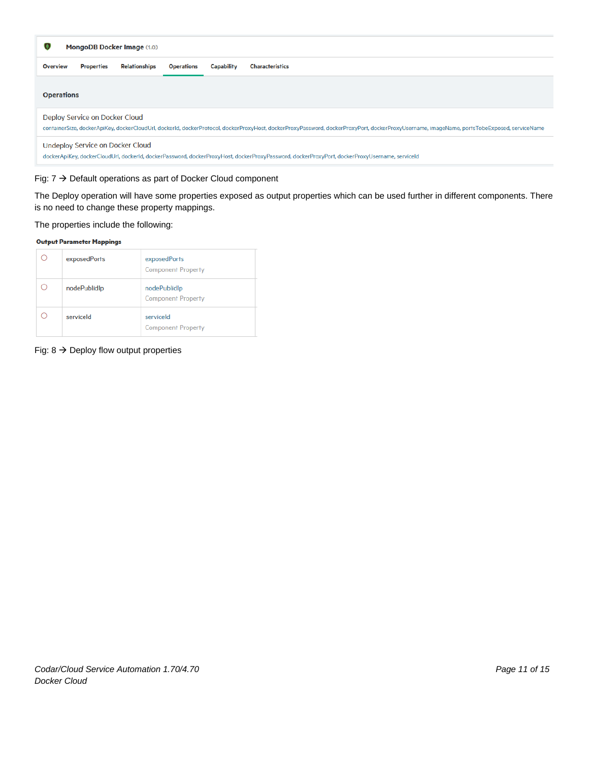**MongoDB Docker Image** (1.0)

Overview | Properties | Relationships | Operations | Capability | Characteristics

**Operations**

Deploy Service on Docker Cloud
containerSize, dockerApiKey, dockerCloudUrl, dockerId, dockerProtocol, dockerProxyHost, dockerProxyPassword, dockerProxyPort, dockerProxyUsername, imageName, portsTobeExposed, serviceName

Undeploy Service on Docker Cloud
dockerApiKey, dockerCloudUrl, dockerId, dockerPassword, dockerProxyHost, dockerProxyPassword, dockerProxyPort, dockerProxyUsername, serviceId

Fig: 7 → Default operations as part of Docker Cloud component

The Deploy operation will have some properties exposed as output properties which can be used further in different components. There is no need to change these property mappings.

The properties include the following:

**Output Parameter Mappings**

| | | |
|---|---|---|
| ○ | exposedPorts | exposedPorts<br>Component Property |
| ○ | nodePublicIp | nodePublicIp<br>Component Property |
| ○ | serviceId | serviceId<br>Component Property |

Fig: 8 → Deploy flow output properties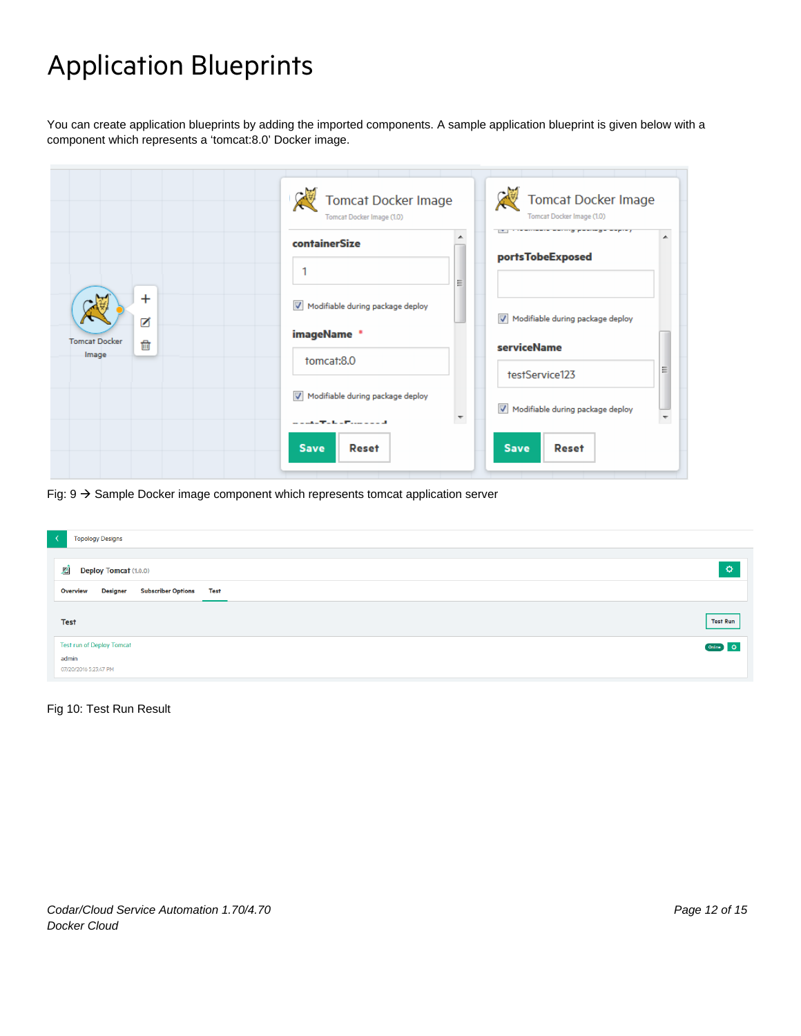# Application Blueprints

You can create application blueprints by adding the imported components. A sample application blueprint is given below with a component which represents a 'tomcat:8.0' Docker image.

Fig: 9 → Sample Docker image component which represents tomcat application server

Fig 10: Test Run Result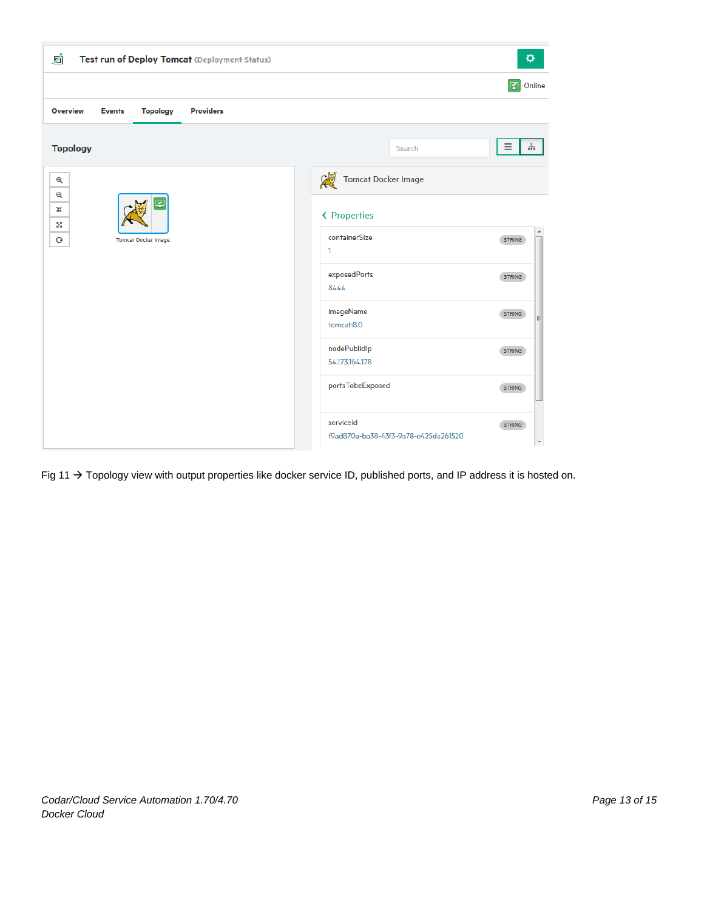Fig 11 → Topology view with output properties like docker service ID, published ports, and IP address it is hosted on.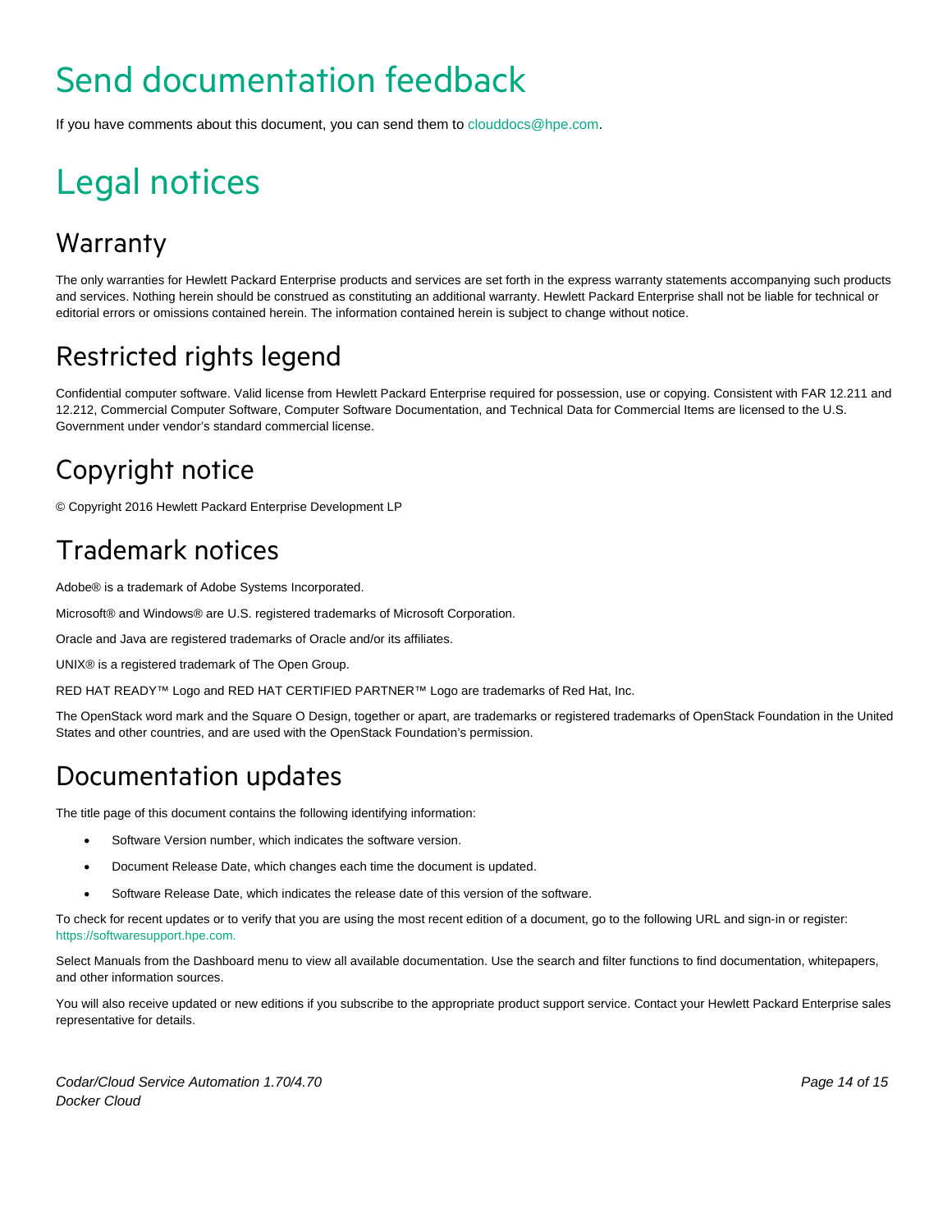# Send documentation feedback

If you have comments about this document, you can send them to clouddocs@hpe.com.

# Legal notices

## Warranty

The only warranties for Hewlett Packard Enterprise products and services are set forth in the express warranty statements accompanying such products and services. Nothing herein should be construed as constituting an additional warranty. Hewlett Packard Enterprise shall not be liable for technical or editorial errors or omissions contained herein. The information contained herein is subject to change without notice.

## Restricted rights legend

Confidential computer software. Valid license from Hewlett Packard Enterprise required for possession, use or copying. Consistent with FAR 12.211 and 12.212, Commercial Computer Software, Computer Software Documentation, and Technical Data for Commercial Items are licensed to the U.S. Government under vendor's standard commercial license.

## Copyright notice

© Copyright 2016 Hewlett Packard Enterprise Development LP

## Trademark notices

Adobe® is a trademark of Adobe Systems Incorporated.

Microsoft® and Windows® are U.S. registered trademarks of Microsoft Corporation.

Oracle and Java are registered trademarks of Oracle and/or its affiliates.

UNIX® is a registered trademark of The Open Group.

RED HAT READY™ Logo and RED HAT CERTIFIED PARTNER™ Logo are trademarks of Red Hat, Inc.

The OpenStack word mark and the Square O Design, together or apart, are trademarks or registered trademarks of OpenStack Foundation in the United States and other countries, and are used with the OpenStack Foundation's permission.

## Documentation updates

The title page of this document contains the following identifying information:

- Software Version number, which indicates the software version.
- Document Release Date, which changes each time the document is updated.
- Software Release Date, which indicates the release date of this version of the software.

To check for recent updates or to verify that you are using the most recent edition of a document, go to the following URL and sign-in or register: https://softwaresupport.hpe.com.

Select Manuals from the Dashboard menu to view all available documentation. Use the search and filter functions to find documentation, whitepapers, and other information sources.

You will also receive updated or new editions if you subscribe to the appropriate product support service. Contact your Hewlett Packard Enterprise sales representative for details.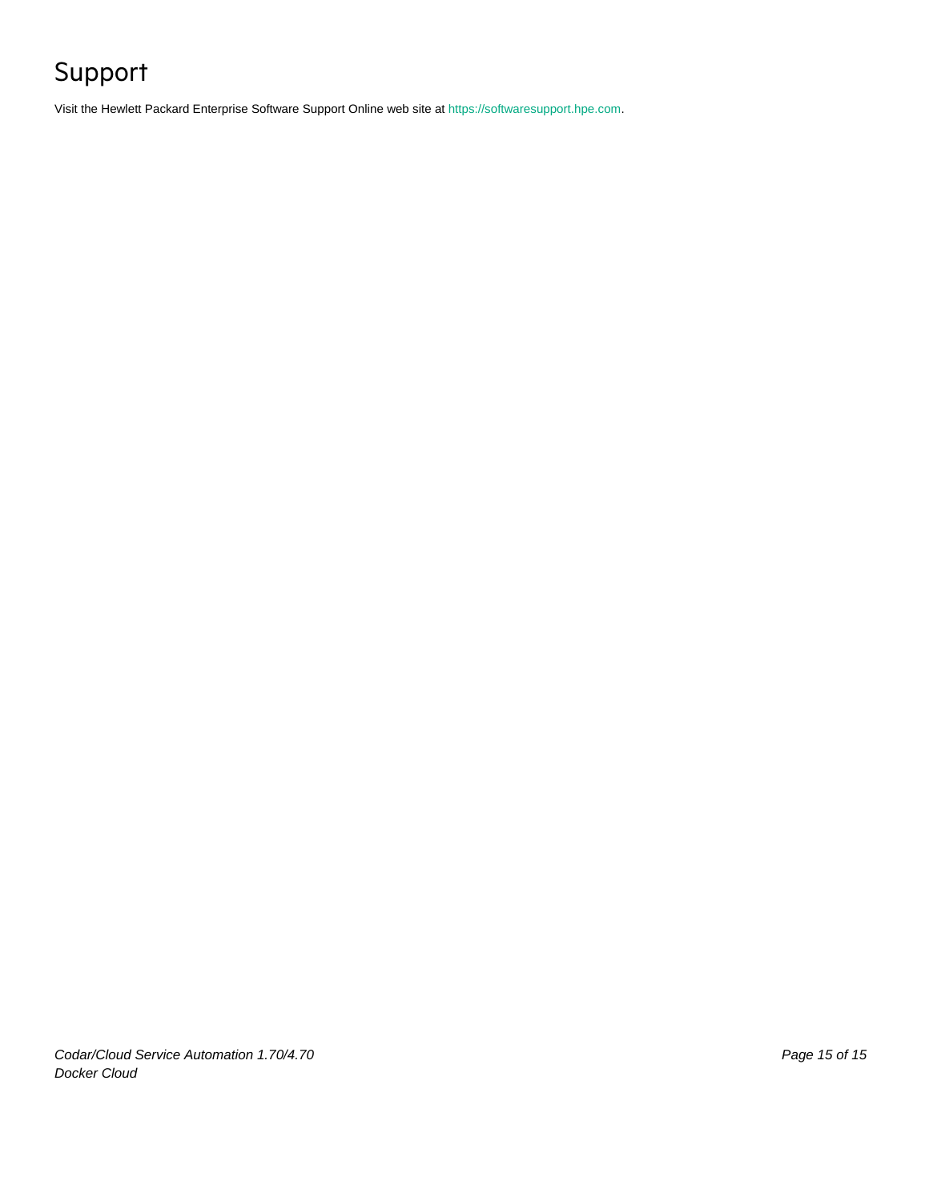# Support

Visit the Hewlett Packard Enterprise Software Support Online web site at https://softwaresupport.hpe.com.